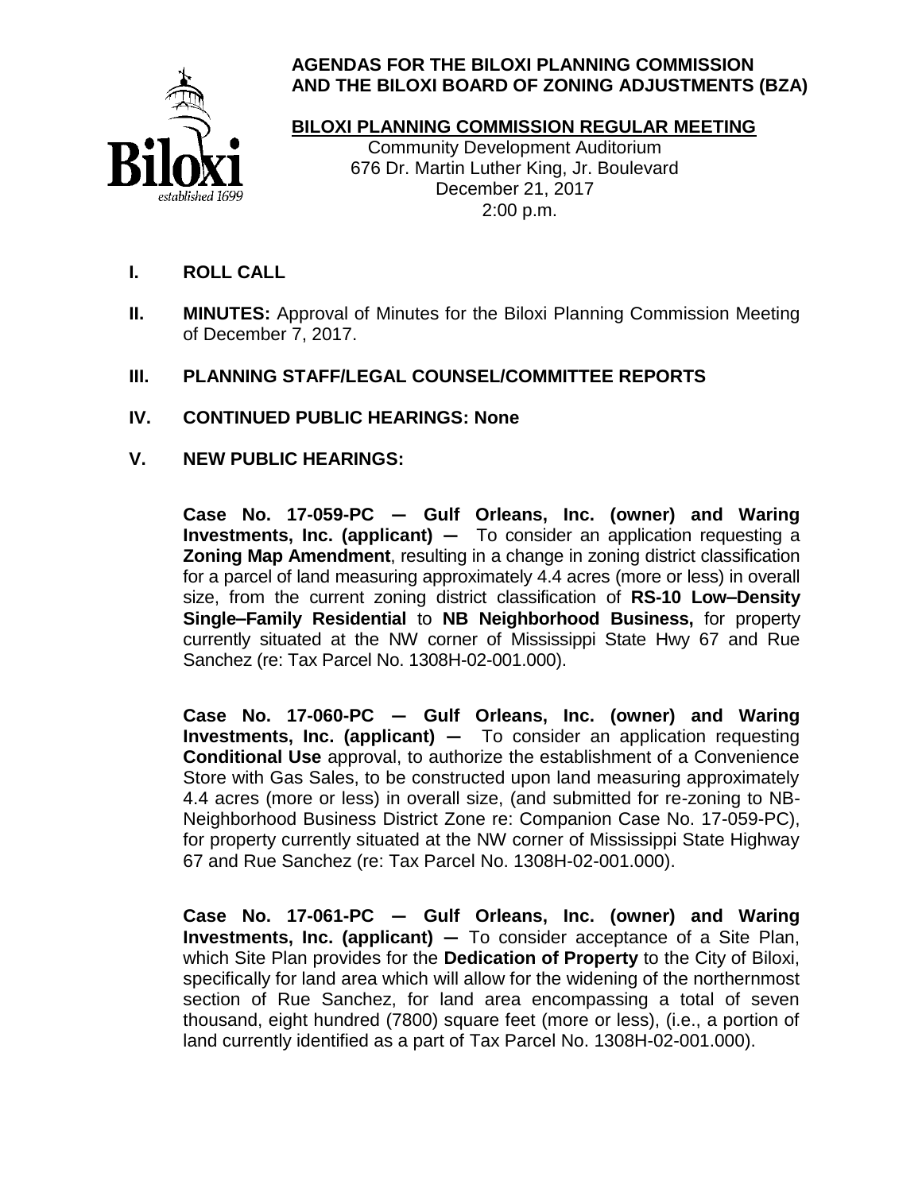# AGENDAS FOR THE BILOXI PLANNING COMMISSION AND THE BILOXI BOARD OF ZONING ADJUSTMENTS (BZA)

Biloxi
*established 1699*

## BILOXI PLANNING COMMISSION REGULAR MEETING

Community Development Auditorium
676 Dr. Martin Luther King, Jr. Boulevard
December 21, 2017
2:00 p.m.

**I. ROLL CALL**

**II. MINUTES:** Approval of Minutes for the Biloxi Planning Commission Meeting of December 7, 2017.

**III. PLANNING STAFF/LEGAL COUNSEL/COMMITTEE REPORTS**

**IV. CONTINUED PUBLIC HEARINGS: None**

**V. NEW PUBLIC HEARINGS:**

**Case No. 17-059-PC — Gulf Orleans, Inc. (owner) and Waring Investments, Inc. (applicant) —** To consider an application requesting a **Zoning Map Amendment**, resulting in a change in zoning district classification for a parcel of land measuring approximately 4.4 acres (more or less) in overall size, from the current zoning district classification of **RS-10 Low–Density Single–Family Residential** to **NB Neighborhood Business,** for property currently situated at the NW corner of Mississippi State Hwy 67 and Rue Sanchez (re: Tax Parcel No. 1308H-02-001.000).

**Case No. 17-060-PC — Gulf Orleans, Inc. (owner) and Waring Investments, Inc. (applicant) —** To consider an application requesting **Conditional Use** approval, to authorize the establishment of a Convenience Store with Gas Sales, to be constructed upon land measuring approximately 4.4 acres (more or less) in overall size, (and submitted for re-zoning to NB-Neighborhood Business District Zone re: Companion Case No. 17-059-PC), for property currently situated at the NW corner of Mississippi State Highway 67 and Rue Sanchez (re: Tax Parcel No. 1308H-02-001.000).

**Case No. 17-061-PC — Gulf Orleans, Inc. (owner) and Waring Investments, Inc. (applicant) —** To consider acceptance of a Site Plan, which Site Plan provides for the **Dedication of Property** to the City of Biloxi, specifically for land area which will allow for the widening of the northernmost section of Rue Sanchez, for land area encompassing a total of seven thousand, eight hundred (7800) square feet (more or less), (i.e., a portion of land currently identified as a part of Tax Parcel No. 1308H-02-001.000).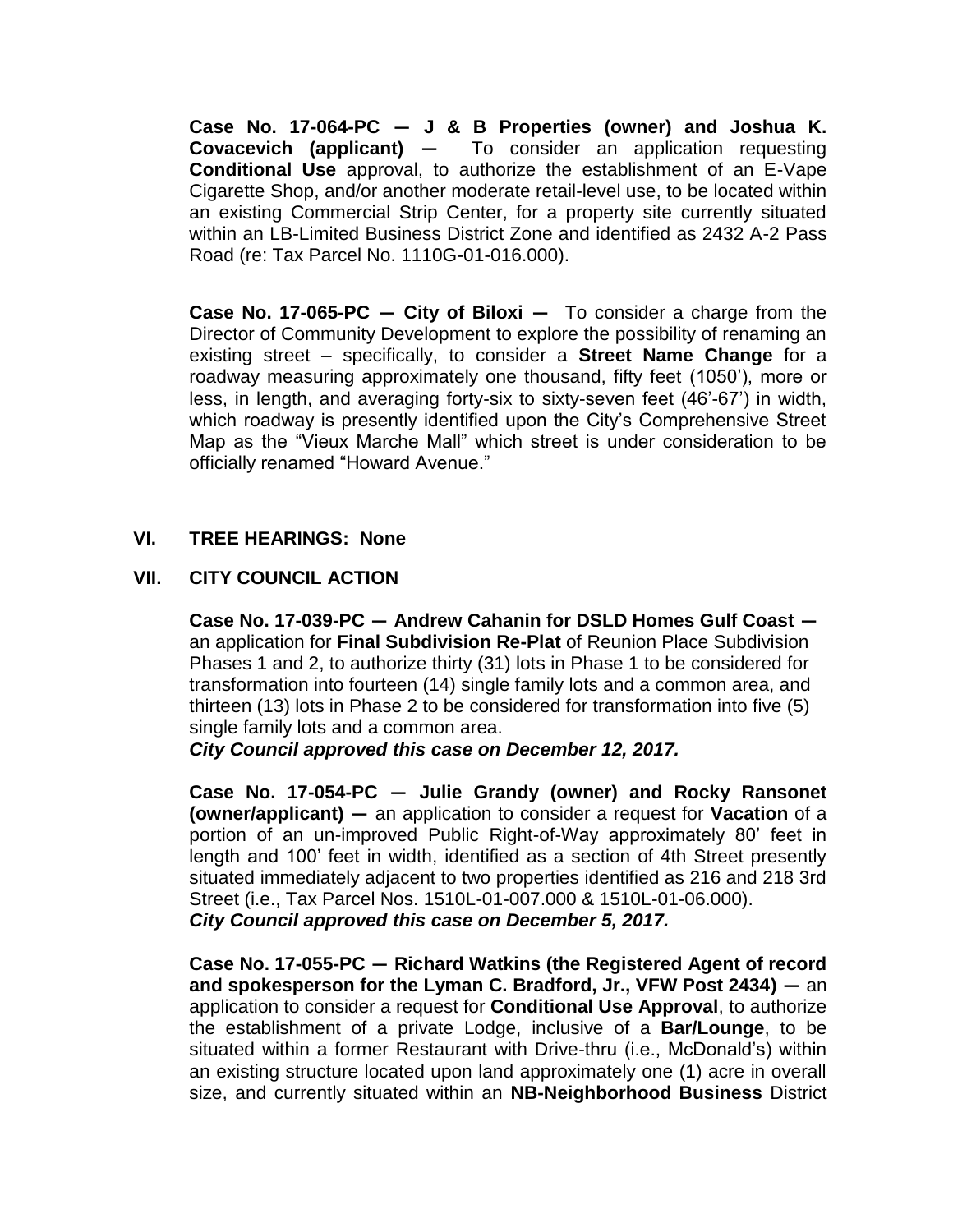**Case No. 17-064-PC — J & B Properties (owner) and Joshua K. Covacevich (applicant) —** To consider an application requesting **Conditional Use** approval, to authorize the establishment of an E-Vape Cigarette Shop, and/or another moderate retail-level use, to be located within an existing Commercial Strip Center, for a property site currently situated within an LB-Limited Business District Zone and identified as 2432 A-2 Pass Road (re: Tax Parcel No. 1110G-01-016.000).

**Case No. 17-065-PC — City of Biloxi —** To consider a charge from the Director of Community Development to explore the possibility of renaming an existing street – specifically, to consider a **Street Name Change** for a roadway measuring approximately one thousand, fifty feet (1050'), more or less, in length, and averaging forty-six to sixty-seven feet (46'-67') in width, which roadway is presently identified upon the City's Comprehensive Street Map as the "Vieux Marche Mall" which street is under consideration to be officially renamed "Howard Avenue."

## VI. TREE HEARINGS: None

## VII. CITY COUNCIL ACTION

**Case No. 17-039-PC — Andrew Cahanin for DSLD Homes Gulf Coast —** an application for **Final Subdivision Re-Plat** of Reunion Place Subdivision Phases 1 and 2, to authorize thirty (31) lots in Phase 1 to be considered for transformation into fourteen (14) single family lots and a common area, and thirteen (13) lots in Phase 2 to be considered for transformation into five (5) single family lots and a common area.
***City Council approved this case on December 12, 2017.***

**Case No. 17-054-PC — Julie Grandy (owner) and Rocky Ransonet (owner/applicant) —** an application to consider a request for **Vacation** of a portion of an un-improved Public Right-of-Way approximately 80' feet in length and 100' feet in width, identified as a section of 4th Street presently situated immediately adjacent to two properties identified as 216 and 218 3rd Street (i.e., Tax Parcel Nos. 1510L-01-007.000 & 1510L-01-06.000).
***City Council approved this case on December 5, 2017.***

**Case No. 17-055-PC — Richard Watkins (the Registered Agent of record and spokesperson for the Lyman C. Bradford, Jr., VFW Post 2434) —** an application to consider a request for **Conditional Use Approval**, to authorize the establishment of a private Lodge, inclusive of a **Bar/Lounge**, to be situated within a former Restaurant with Drive-thru (i.e., McDonald's) within an existing structure located upon land approximately one (1) acre in overall size, and currently situated within an **NB-Neighborhood Business** District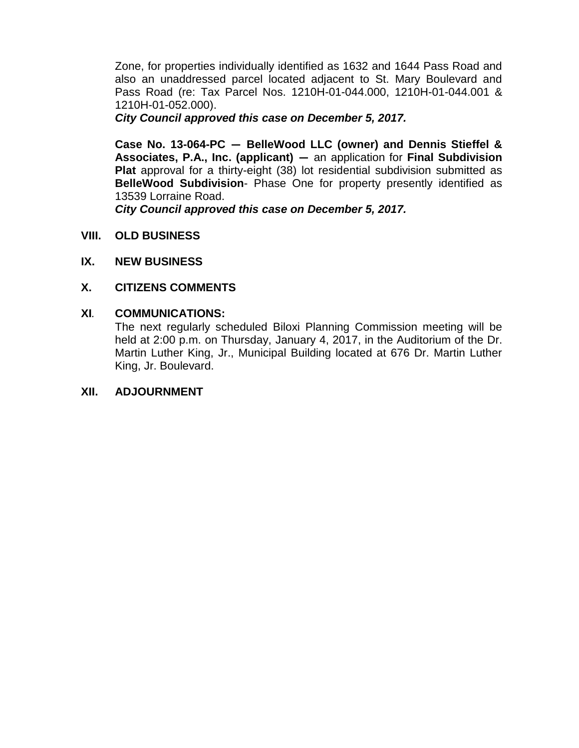Zone, for properties individually identified as 1632 and 1644 Pass Road and also an unaddressed parcel located adjacent to St. Mary Boulevard and Pass Road (re: Tax Parcel Nos. 1210H-01-044.000, 1210H-01-044.001 & 1210H-01-052.000).
***City Council approved this case on December 5, 2017.***

**Case No. 13-064-PC — BelleWood LLC (owner) and Dennis Stieffel & Associates, P.A., Inc. (applicant) —** an application for **Final Subdivision Plat** approval for a thirty-eight (38) lot residential subdivision submitted as **BelleWood Subdivision**- Phase One for property presently identified as 13539 Lorraine Road.
***City Council approved this case on December 5, 2017.***

**VIII. OLD BUSINESS**

**IX. NEW BUSINESS**

**X. CITIZENS COMMENTS**

**XI. COMMUNICATIONS:**

The next regularly scheduled Biloxi Planning Commission meeting will be held at 2:00 p.m. on Thursday, January 4, 2017, in the Auditorium of the Dr. Martin Luther King, Jr., Municipal Building located at 676 Dr. Martin Luther King, Jr. Boulevard.

**XII. ADJOURNMENT**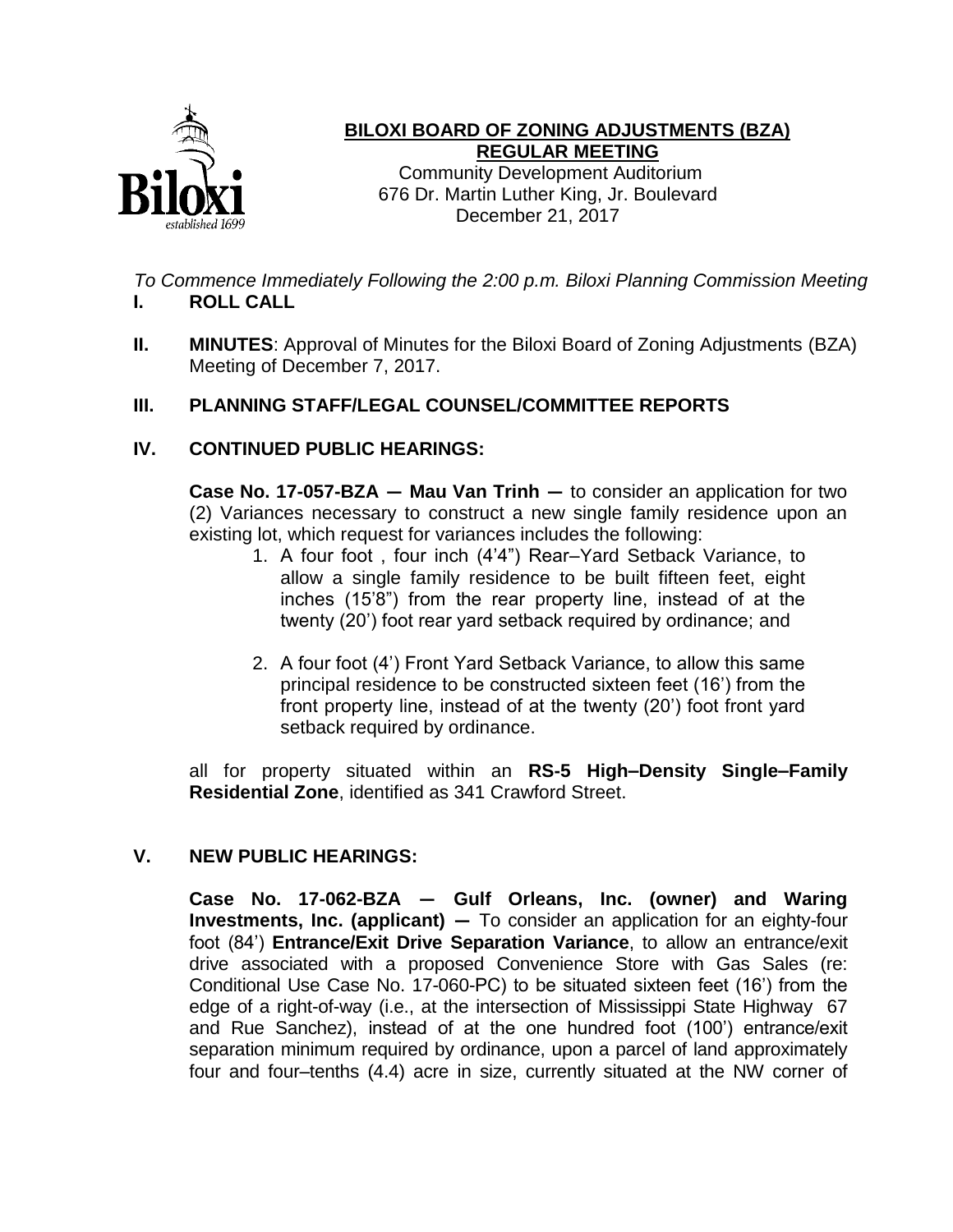# BILOXI BOARD OF ZONING ADJUSTMENTS (BZA) REGULAR MEETING

Community Development Auditorium
676 Dr. Martin Luther King, Jr. Boulevard
December 21, 2017

*To Commence Immediately Following the 2:00 p.m. Biloxi Planning Commission Meeting*

## I. ROLL CALL

## II. MINUTES: Approval of Minutes for the Biloxi Board of Zoning Adjustments (BZA) Meeting of December 7, 2017.

## III. PLANNING STAFF/LEGAL COUNSEL/COMMITTEE REPORTS

## IV. CONTINUED PUBLIC HEARINGS:

**Case No. 17-057-BZA — Mau Van Trinh —** to consider an application for two (2) Variances necessary to construct a new single family residence upon an existing lot, which request for variances includes the following:

1. A four foot , four inch (4'4") Rear–Yard Setback Variance, to allow a single family residence to be built fifteen feet, eight inches (15'8") from the rear property line, instead of at the twenty (20') foot rear yard setback required by ordinance; and
2. A four foot (4') Front Yard Setback Variance, to allow this same principal residence to be constructed sixteen feet (16') from the front property line, instead of at the twenty (20') foot front yard setback required by ordinance.

all for property situated within an **RS-5 High–Density Single–Family Residential Zone**, identified as 341 Crawford Street.

## V. NEW PUBLIC HEARINGS:

**Case No. 17-062-BZA — Gulf Orleans, Inc. (owner) and Waring Investments, Inc. (applicant) —** To consider an application for an eighty-four foot (84') **Entrance/Exit Drive Separation Variance**, to allow an entrance/exit drive associated with a proposed Convenience Store with Gas Sales (re: Conditional Use Case No. 17-060-PC) to be situated sixteen feet (16') from the edge of a right-of-way (i.e., at the intersection of Mississippi State Highway 67 and Rue Sanchez), instead of at the one hundred foot (100') entrance/exit separation minimum required by ordinance, upon a parcel of land approximately four and four–tenths (4.4) acre in size, currently situated at the NW corner of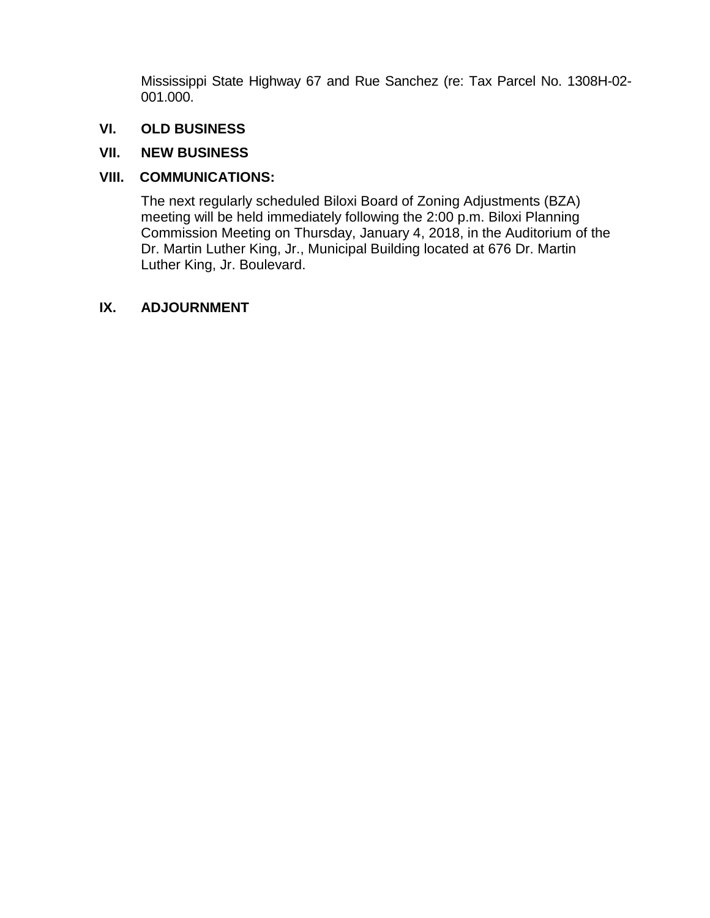Mississippi State Highway 67 and Rue Sanchez (re: Tax Parcel No. 1308H-02-001.000.

**VI. OLD BUSINESS**

**VII. NEW BUSINESS**

**VIII. COMMUNICATIONS:**

The next regularly scheduled Biloxi Board of Zoning Adjustments (BZA) meeting will be held immediately following the 2:00 p.m. Biloxi Planning Commission Meeting on Thursday, January 4, 2018, in the Auditorium of the Dr. Martin Luther King, Jr., Municipal Building located at 676 Dr. Martin Luther King, Jr. Boulevard.

**IX. ADJOURNMENT**